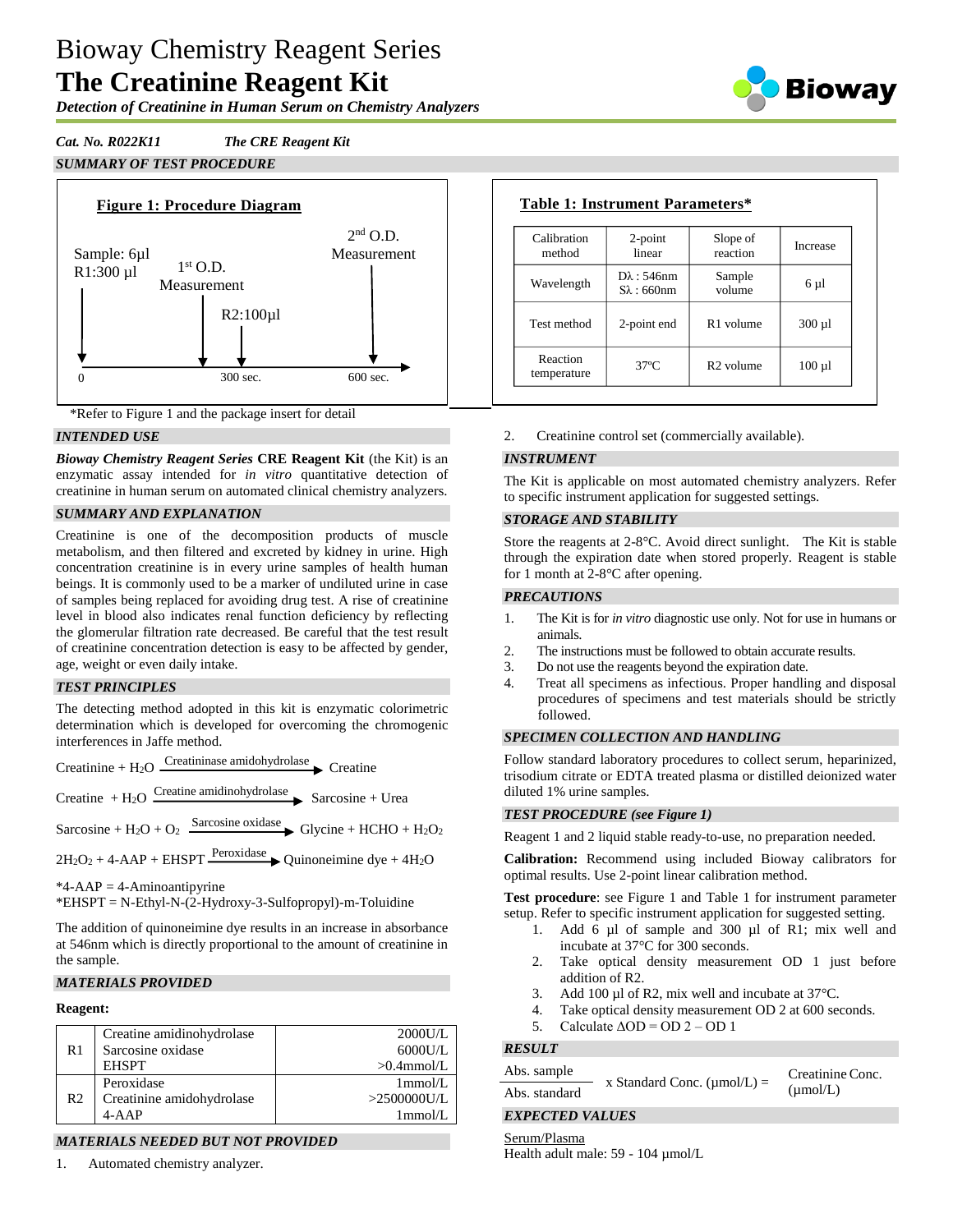# Bioway Chemistry Reagent Series

# The Creatinine Reagent Kit

***Detection of Creatinine in Human Serum on Chemistry Analyzers***

***Cat. No. R022K11*** ***The CRE Reagent Kit***

## SUMMARY OF TEST PROCEDURE

**Figure 1: Procedure Diagram**

Sample: 6µl
R1:300 µl — 0

1st O.D. Measurement — 300 sec.

R2:100µl

2nd O.D. Measurement — 600 sec.

*Refer to Figure 1 and the package insert for detail

**Table 1: Instrument Parameters***

| Calibration method | 2-point linear | Slope of reaction | Increase |
|---|---|---|---|
| Wavelength | Dλ : 546nm<br>Sλ : 660nm | Sample volume | 6 µl |
| Test method | 2-point end | R1 volume | 300 µl |
| Reaction temperature | 37ºC | R2 volume | 100 µl |

## INTENDED USE

***Bioway Chemistry Reagent Series* CRE Reagent Kit** (the Kit) is an enzymatic assay intended for *in vitro* quantitative detection of creatinine in human serum on automated clinical chemistry analyzers.

## SUMMARY AND EXPLANATION

Creatinine is one of the decomposition products of muscle metabolism, and then filtered and excreted by kidney in urine. High concentration creatinine is in every urine samples of health human beings. It is commonly used to be a marker of undiluted urine in case of samples being replaced for avoiding drug test. A rise of creatinine level in blood also indicates renal function deficiency by reflecting the glomerular filtration rate decreased. Be careful that the test result of creatinine concentration detection is easy to be affected by gender, age, weight or even daily intake.

## TEST PRINCIPLES

The detecting method adopted in this kit is enzymatic colorimetric determination which is developed for overcoming the chromogenic interferences in Jaffe method.

$$\text{Creatinine} + H_2O \xrightarrow{\text{Creatininase amidohydrolase}} \text{Creatine}$$

$$\text{Creatine} + H_2O \xrightarrow{\text{Creatine amidinohydrolase}} \text{Sarcosine} + \text{Urea}$$

$$\text{Sarcosine} + H_2O + O_2 \xrightarrow{\text{Sarcosine oxidase}} \text{Glycine} + HCHO + H_2O_2$$

$$2H_2O_2 + \text{4-AAP} + \text{EHSPT} \xrightarrow{\text{Peroxidase}} \text{Quinoneimine dye} + 4H_2O$$

*4-AAP = 4-Aminoantipyrine
*EHSPT = N-Ethyl-N-(2-Hydroxy-3-Sulfopropyl)-m-Toluidine

The addition of quinoneimine dye results in an increase in absorbance at 546nm which is directly proportional to the amount of creatinine in the sample.

## MATERIALS PROVIDED

**Reagent:**

| | | |
|---|---|---|
| R1 | Creatine amidinohydrolase | 2000U/L |
| | Sarcosine oxidase | 6000U/L |
| | EHSPT | >0.4mmol/L |
| R2 | Peroxidase | 1mmol/L |
| | Creatinine amidohydrolase | >2500000U/L |
| | 4-AAP | 1mmol/L |

## MATERIALS NEEDED BUT NOT PROVIDED

1. Automated chemistry analyzer.
2. Creatinine control set (commercially available).

## INSTRUMENT

The Kit is applicable on most automated chemistry analyzers. Refer to specific instrument application for suggested settings.

## STORAGE AND STABILITY

Store the reagents at 2-8°C. Avoid direct sunlight. The Kit is stable through the expiration date when stored properly. Reagent is stable for 1 month at 2-8°C after opening.

## PRECAUTIONS

1. The Kit is for *in vitro* diagnostic use only. Not for use in humans or animals.
2. The instructions must be followed to obtain accurate results.
3. Do not use the reagents beyond the expiration date.
4. Treat all specimens as infectious. Proper handling and disposal procedures of specimens and test materials should be strictly followed.

## SPECIMEN COLLECTION AND HANDLING

Follow standard laboratory procedures to collect serum, heparinized, trisodium citrate or EDTA treated plasma or distilled deionized water diluted 1% urine samples.

## TEST PROCEDURE (see Figure 1)

Reagent 1 and 2 liquid stable ready-to-use, no preparation needed.

**Calibration:** Recommend using included Bioway calibrators for optimal results. Use 2-point linear calibration method.

**Test procedure**: see Figure 1 and Table 1 for instrument parameter setup. Refer to specific instrument application for suggested setting.

1. Add 6 µl of sample and 300 µl of R1; mix well and incubate at 37°C for 300 seconds.
2. Take optical density measurement OD 1 just before addition of R2.
3. Add 100 µl of R2, mix well and incubate at 37°C.
4. Take optical density measurement OD 2 at 600 seconds.
5. Calculate ΔOD = OD 2 – OD 1

## RESULT

$$\frac{\text{Abs. sample}}{\text{Abs. standard}} \times \text{Standard Conc. (µmol/L)} = \text{Creatinine Conc. (µmol/L)}$$

## EXPECTED VALUES

Serum/Plasma

Health adult male: 59 - 104 µmol/L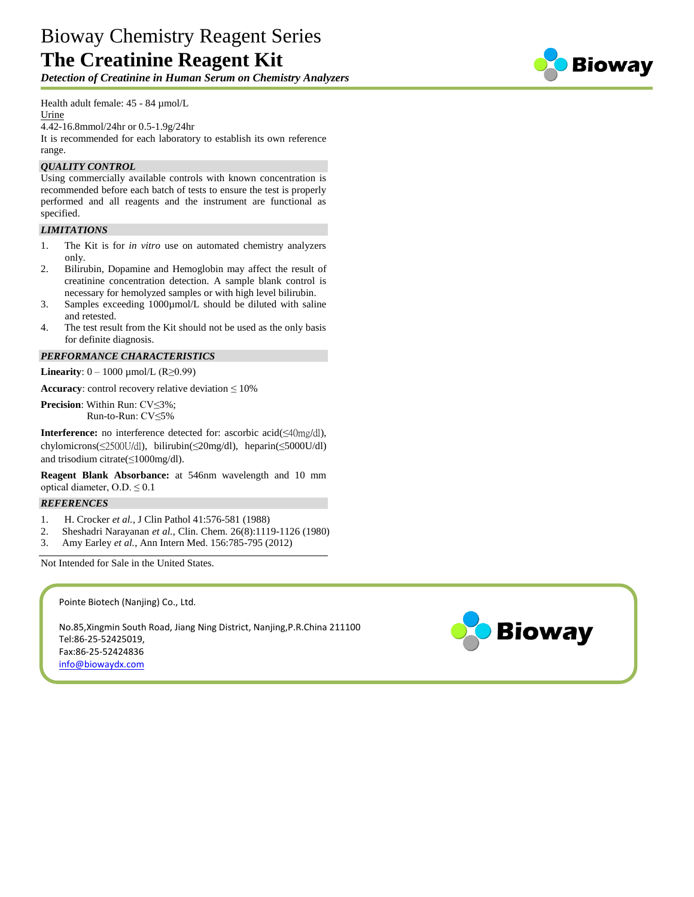Health adult female: 45 - 84 µmol/L

Urine

4.42-16.8mmol/24hr or 0.5-1.9g/24hr

It is recommended for each laboratory to establish its own reference range.

### *QUALITY CONTROL*

Using commercially available controls with known concentration is recommended before each batch of tests to ensure the test is properly performed and all reagents and the instrument are functional as specified.

### *LIMITATIONS*

1. The Kit is for *in vitro* use on automated chemistry analyzers only.
2. Bilirubin, Dopamine and Hemoglobin may affect the result of creatinine concentration detection. A sample blank control is necessary for hemolyzed samples or with high level bilirubin.
3. Samples exceeding 1000µmol/L should be diluted with saline and retested.
4. The test result from the Kit should not be used as the only basis for definite diagnosis.

### *PERFORMANCE CHARACTERISTICS*

**Linearity**: 0 – 1000 µmol/L (R≥0.99)

**Accuracy**: control recovery relative deviation ≤ 10%

**Precision**: Within Run: CV≤3%;
Run-to-Run: CV≤5%

**Interference:** no interference detected for: ascorbic acid(≤40mg/dl), chylomicrons(≤2500U/dl), bilirubin(≤20mg/dl), heparin(≤5000U/dl) and trisodium citrate(≤1000mg/dl).

**Reagent Blank Absorbance:** at 546nm wavelength and 10 mm optical diameter, O.D. ≤ 0.1

### *REFERENCES*

1. H. Crocker *et al.*, J Clin Pathol 41:576-581 (1988)
2. Sheshadri Narayanan *et al.*, Clin. Chem. 26(8):1119-1126 (1980)
3. Amy Earley *et al.*, Ann Intern Med. 156:785-795 (2012)

Not Intended for Sale in the United States.

Pointe Biotech (Nanjing) Co., Ltd.

No.85,Xingmin South Road, Jiang Ning District, Nanjing,P.R.China 211100
Tel:86-25-52425019,
Fax:86-25-52424836
info@biowaydx.com